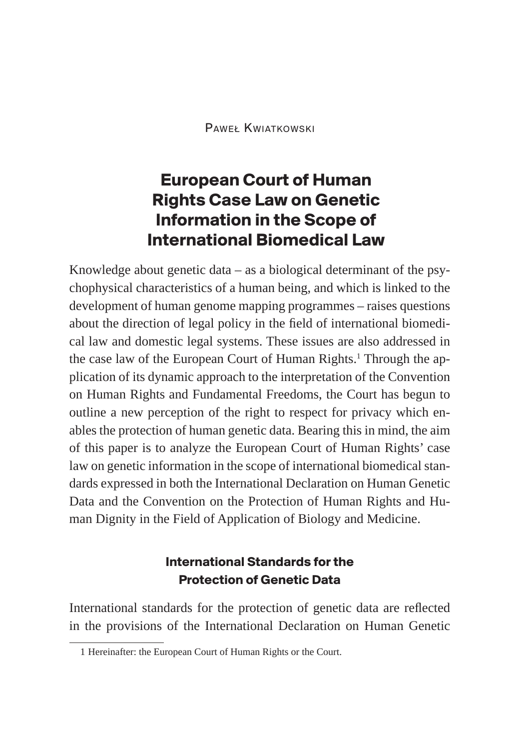Paweł Kwiatkowski

# European Court of Human Rights Case Law on Genetic Information in the Scope of International Biomedical Law

Knowledge about genetic data – as a biological determinant of the psychophysical characteristics of a human being, and which is linked to the development of human genome mapping programmes – raises questions about the direction of legal policy in the field of international biomedical law and domestic legal systems. These issues are also addressed in the case law of the European Court of Human Rights.[1] Through the application of its dynamic approach to the interpretation of the Convention on Human Rights and Fundamental Freedoms, the Court has begun to outline a new perception of the right to respect for privacy which enables the protection of human genetic data. Bearing this in mind, the aim of this paper is to analyze the European Court of Human Rights' case law on genetic information in the scope of international biomedical standards expressed in both the International Declaration on Human Genetic Data and the Convention on the Protection of Human Rights and Human Dignity in the Field of Application of Biology and Medicine.

## International Standards for the Protection of Genetic Data

International standards for the protection of genetic data are reflected in the provisions of the International Declaration on Human Genetic

1 Hereinafter: the European Court of Human Rights or the Court.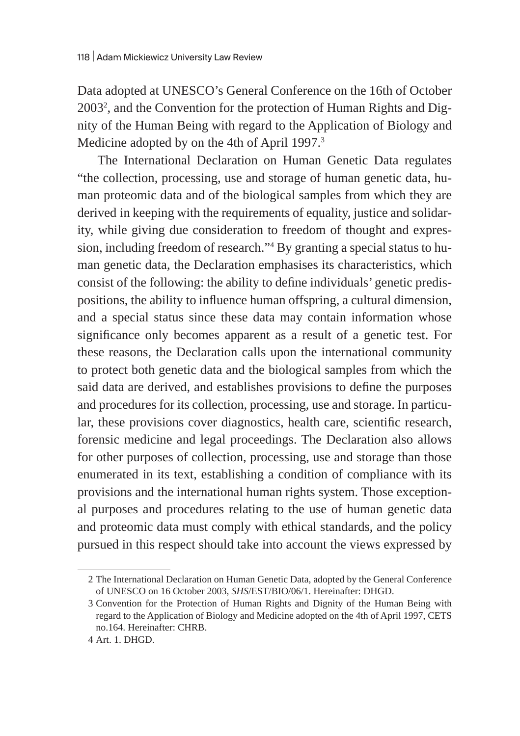Data adopted at UNESCO's General Conference on the 16th of October 2003[2], and the Convention for the protection of Human Rights and Dignity of the Human Being with regard to the Application of Biology and Medicine adopted by on the 4th of April 1997.[3]

The International Declaration on Human Genetic Data regulates "the collection, processing, use and storage of human genetic data, human proteomic data and of the biological samples from which they are derived in keeping with the requirements of equality, justice and solidarity, while giving due consideration to freedom of thought and expression, including freedom of research."[4] By granting a special status to human genetic data, the Declaration emphasises its characteristics, which consist of the following: the ability to define individuals' genetic predispositions, the ability to influence human offspring, a cultural dimension, and a special status since these data may contain information whose significance only becomes apparent as a result of a genetic test. For these reasons, the Declaration calls upon the international community to protect both genetic data and the biological samples from which the said data are derived, and establishes provisions to define the purposes and procedures for its collection, processing, use and storage. In particular, these provisions cover diagnostics, health care, scientific research, forensic medicine and legal proceedings. The Declaration also allows for other purposes of collection, processing, use and storage than those enumerated in its text, establishing a condition of compliance with its provisions and the international human rights system. Those exceptional purposes and procedures relating to the use of human genetic data and proteomic data must comply with ethical standards, and the policy pursued in this respect should take into account the views expressed by

---

2 The International Declaration on Human Genetic Data, adopted by the General Conference of UNESCO on 16 October 2003, *SHS*/EST/BIO/06/1. Hereinafter: DHGD.

3 Convention for the Protection of Human Rights and Dignity of the Human Being with regard to the Application of Biology and Medicine adopted on the 4th of April 1997, CETS no.164. Hereinafter: CHRB.

4 Art. 1. DHGD.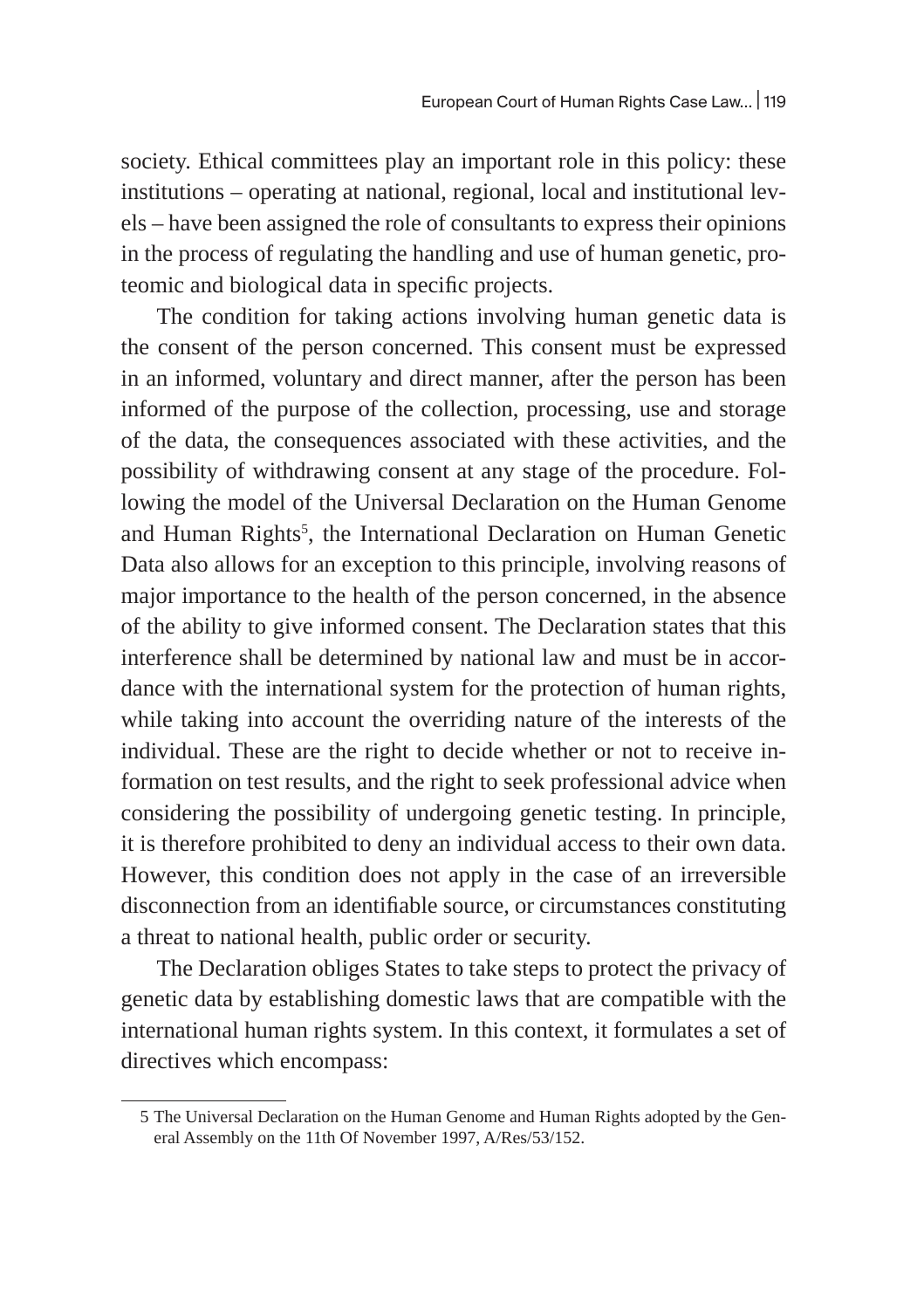society. Ethical committees play an important role in this policy: these institutions – operating at national, regional, local and institutional levels – have been assigned the role of consultants to express their opinions in the process of regulating the handling and use of human genetic, proteomic and biological data in specific projects.

The condition for taking actions involving human genetic data is the consent of the person concerned. This consent must be expressed in an informed, voluntary and direct manner, after the person has been informed of the purpose of the collection, processing, use and storage of the data, the consequences associated with these activities, and the possibility of withdrawing consent at any stage of the procedure. Following the model of the Universal Declaration on the Human Genome and Human Rights[5], the International Declaration on Human Genetic Data also allows for an exception to this principle, involving reasons of major importance to the health of the person concerned, in the absence of the ability to give informed consent. The Declaration states that this interference shall be determined by national law and must be in accordance with the international system for the protection of human rights, while taking into account the overriding nature of the interests of the individual. These are the right to decide whether or not to receive information on test results, and the right to seek professional advice when considering the possibility of undergoing genetic testing. In principle, it is therefore prohibited to deny an individual access to their own data. However, this condition does not apply in the case of an irreversible disconnection from an identifiable source, or circumstances constituting a threat to national health, public order or security.

The Declaration obliges States to take steps to protect the privacy of genetic data by establishing domestic laws that are compatible with the international human rights system. In this context, it formulates a set of directives which encompass:

---

5 The Universal Declaration on the Human Genome and Human Rights adopted by the General Assembly on the 11th Of November 1997, A/Res/53/152.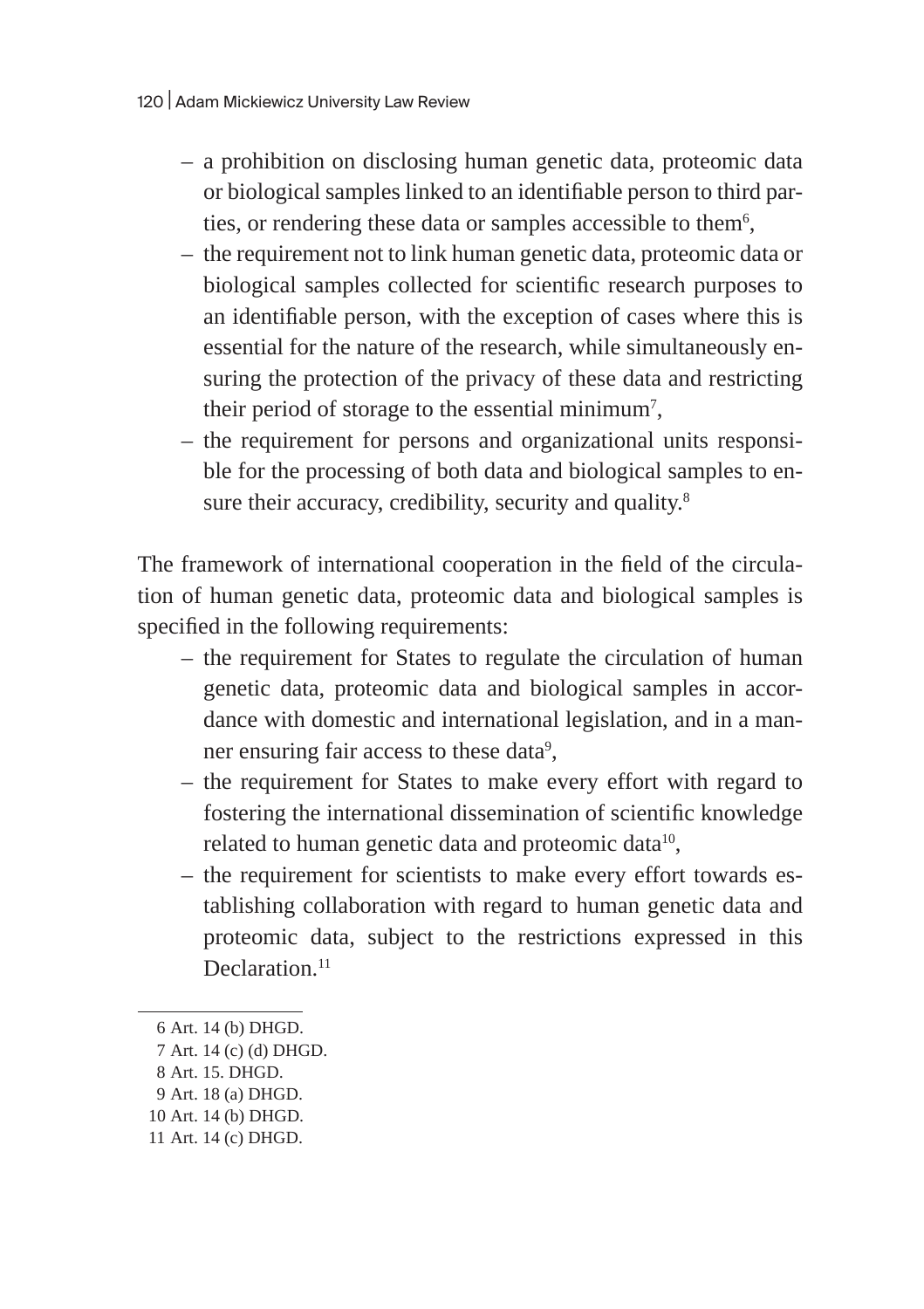- a prohibition on disclosing human genetic data, proteomic data or biological samples linked to an identifiable person to third parties, or rendering these data or samples accessible to them[6],
- the requirement not to link human genetic data, proteomic data or biological samples collected for scientific research purposes to an identifiable person, with the exception of cases where this is essential for the nature of the research, while simultaneously ensuring the protection of the privacy of these data and restricting their period of storage to the essential minimum[7],
- the requirement for persons and organizational units responsible for the processing of both data and biological samples to ensure their accuracy, credibility, security and quality.[8]

The framework of international cooperation in the field of the circulation of human genetic data, proteomic data and biological samples is specified in the following requirements:

- the requirement for States to regulate the circulation of human genetic data, proteomic data and biological samples in accordance with domestic and international legislation, and in a manner ensuring fair access to these data[9],
- the requirement for States to make every effort with regard to fostering the international dissemination of scientific knowledge related to human genetic data and proteomic data[10],
- the requirement for scientists to make every effort towards establishing collaboration with regard to human genetic data and proteomic data, subject to the restrictions expressed in this Declaration.[11]

---

6 Art. 14 (b) DHGD.

7 Art. 14 (c) (d) DHGD.

8 Art. 15. DHGD.

9 Art. 18 (a) DHGD.

10 Art. 14 (b) DHGD.

11 Art. 14 (c) DHGD.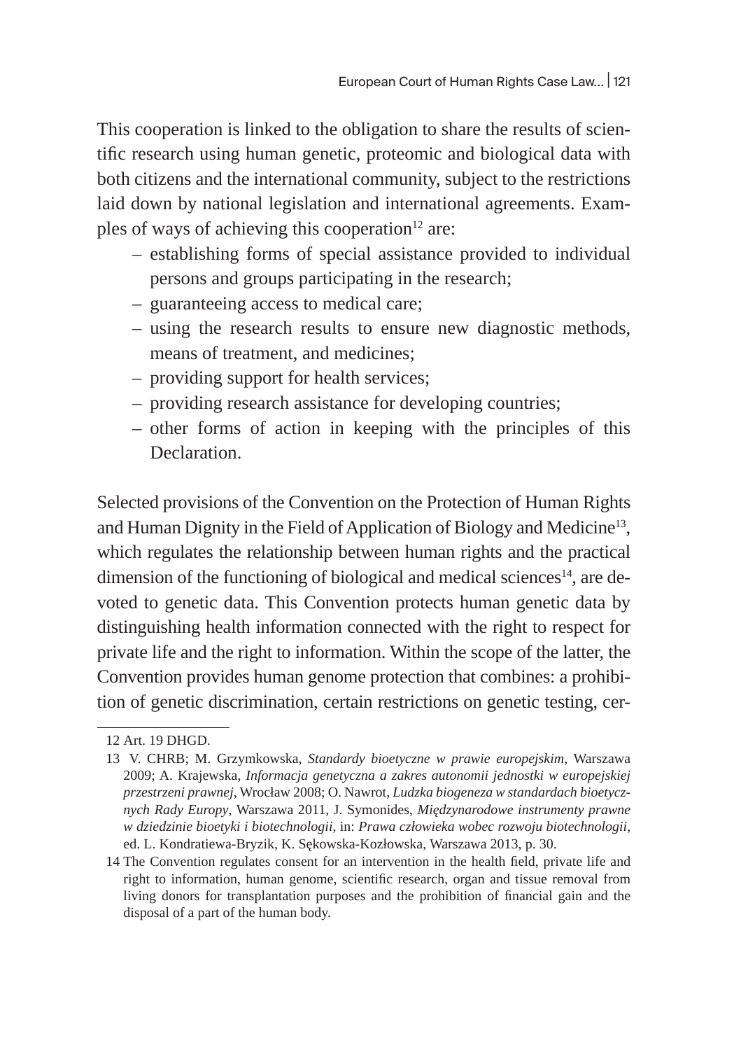This cooperation is linked to the obligation to share the results of scientific research using human genetic, proteomic and biological data with both citizens and the international community, subject to the restrictions laid down by national legislation and international agreements. Examples of ways of achieving this cooperation[12] are:

- establishing forms of special assistance provided to individual persons and groups participating in the research;
- guaranteeing access to medical care;
- using the research results to ensure new diagnostic methods, means of treatment, and medicines;
- providing support for health services;
- providing research assistance for developing countries;
- other forms of action in keeping with the principles of this Declaration.

Selected provisions of the Convention on the Protection of Human Rights and Human Dignity in the Field of Application of Biology and Medicine[13], which regulates the relationship between human rights and the practical dimension of the functioning of biological and medical sciences[14], are devoted to genetic data. This Convention protects human genetic data by distinguishing health information connected with the right to respect for private life and the right to information. Within the scope of the latter, the Convention provides human genome protection that combines: a prohibition of genetic discrimination, certain restrictions on genetic testing, cer-

---

12 Art. 19 DHGD.

13 V. CHRB; M. Grzymkowska, *Standardy bioetyczne w prawie europejskim*, Warszawa 2009; A. Krajewska, *Informacja genetyczna a zakres autonomii jednostki w europejskiej przestrzeni prawnej*, Wrocław 2008; O. Nawrot, *Ludzka biogeneza w standardach bioetycznych Rady Europy*, Warszawa 2011, J. Symonides, *Międzynarodowe instrumenty prawne w dziedzinie bioetyki i biotechnologii*, in: *Prawa człowieka wobec rozwoju biotechnologii*, ed. L. Kondratiewa-Bryzik, K. Sękowska-Kozłowska, Warszawa 2013, p. 30.

14 The Convention regulates consent for an intervention in the health field, private life and right to information, human genome, scientific research, organ and tissue removal from living donors for transplantation purposes and the prohibition of financial gain and the disposal of a part of the human body.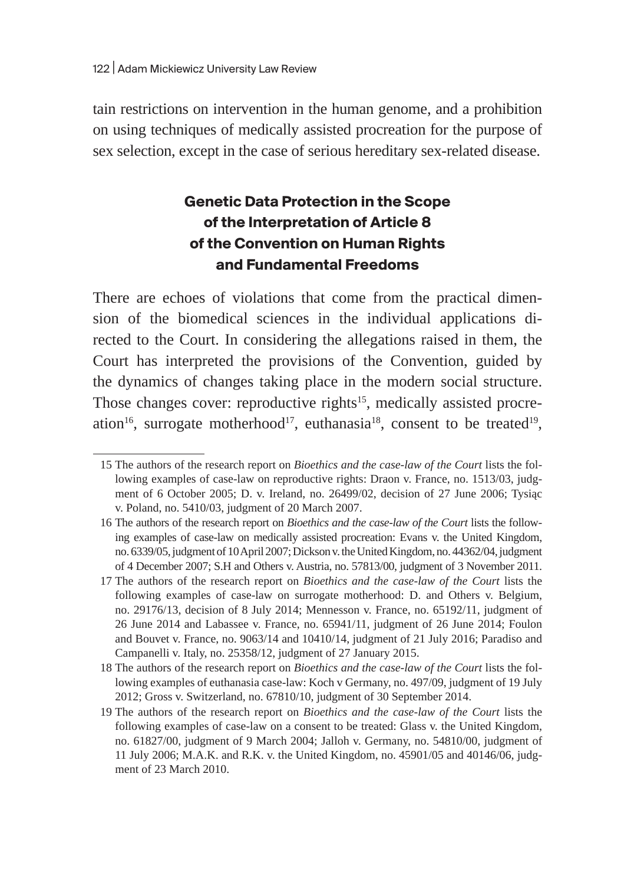tain restrictions on intervention in the human genome, and a prohibition on using techniques of medically assisted procreation for the purpose of sex selection, except in the case of serious hereditary sex-related disease.

## Genetic Data Protection in the Scope of the Interpretation of Article 8 of the Convention on Human Rights and Fundamental Freedoms

There are echoes of violations that come from the practical dimension of the biomedical sciences in the individual applications directed to the Court. In considering the allegations raised in them, the Court has interpreted the provisions of the Convention, guided by the dynamics of changes taking place in the modern social structure. Those changes cover: reproductive rights[15], medically assisted procreation[16], surrogate motherhood[17], euthanasia[18], consent to be treated[19],

15 The authors of the research report on *Bioethics and the case-law of the Court* lists the following examples of case-law on reproductive rights: Draon v. France, no. 1513/03, judgment of 6 October 2005; D. v. Ireland, no. 26499/02, decision of 27 June 2006; Tysiąc v. Poland, no. 5410/03, judgment of 20 March 2007.

16 The authors of the research report on *Bioethics and the case-law of the Court* lists the following examples of case-law on medically assisted procreation: Evans v. the United Kingdom, no. 6339/05, judgment of 10 April 2007; Dickson v. the United Kingdom, no. 44362/04, judgment of 4 December 2007; S.H and Others v. Austria, no. 57813/00, judgment of 3 November 2011.

17 The authors of the research report on *Bioethics and the case-law of the Court* lists the following examples of case-law on surrogate motherhood: D. and Others v. Belgium, no. 29176/13, decision of 8 July 2014; Mennesson v. France, no. 65192/11, judgment of 26 June 2014 and Labassee v. France, no. 65941/11, judgment of 26 June 2014; Foulon and Bouvet v. France, no. 9063/14 and 10410/14, judgment of 21 July 2016; Paradiso and Campanelli v. Italy, no. 25358/12, judgment of 27 January 2015.

18 The authors of the research report on *Bioethics and the case-law of the Court* lists the following examples of euthanasia case-law: Koch v Germany, no. 497/09, judgment of 19 July 2012; Gross v. Switzerland, no. 67810/10, judgment of 30 September 2014.

19 The authors of the research report on *Bioethics and the case-law of the Court* lists the following examples of case-law on a consent to be treated: Glass v. the United Kingdom, no. 61827/00, judgment of 9 March 2004; Jalloh v. Germany, no. 54810/00, judgment of 11 July 2006; M.A.K. and R.K. v. the United Kingdom, no. 45901/05 and 40146/06, judgment of 23 March 2010.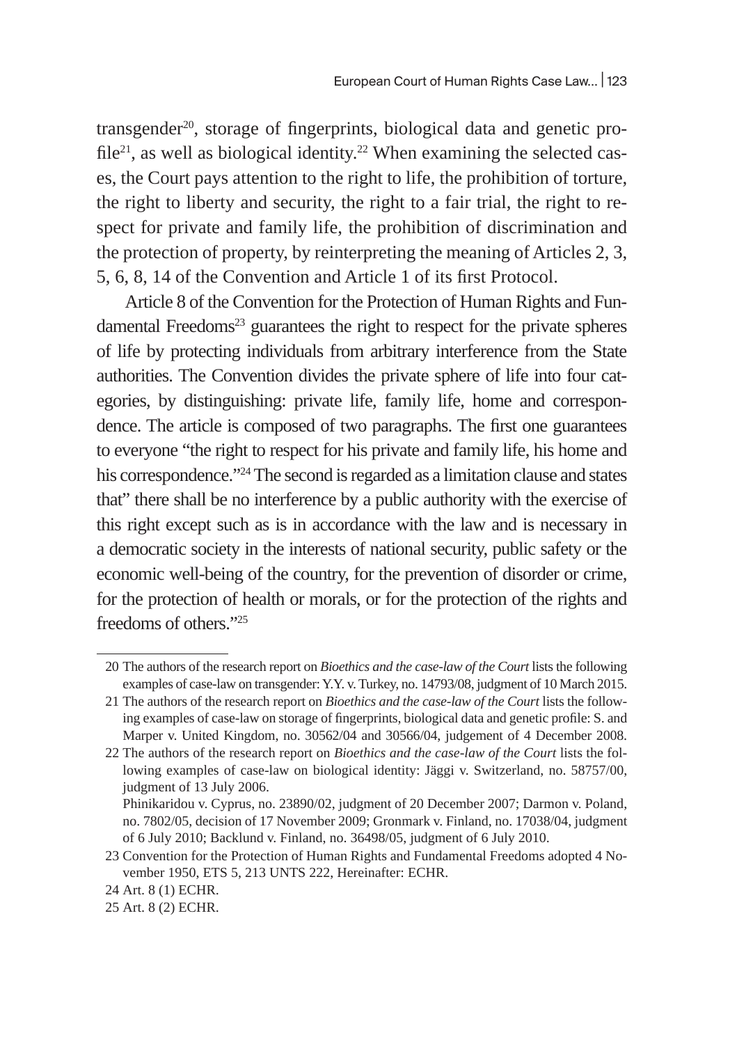transgender[20], storage of fingerprints, biological data and genetic profile[21], as well as biological identity.[22] When examining the selected cases, the Court pays attention to the right to life, the prohibition of torture, the right to liberty and security, the right to a fair trial, the right to respect for private and family life, the prohibition of discrimination and the protection of property, by reinterpreting the meaning of Articles 2, 3, 5, 6, 8, 14 of the Convention and Article 1 of its first Protocol.

Article 8 of the Convention for the Protection of Human Rights and Fundamental Freedoms[23] guarantees the right to respect for the private spheres of life by protecting individuals from arbitrary interference from the State authorities. The Convention divides the private sphere of life into four categories, by distinguishing: private life, family life, home and correspondence. The article is composed of two paragraphs. The first one guarantees to everyone "the right to respect for his private and family life, his home and his correspondence."[24] The second is regarded as a limitation clause and states that" there shall be no interference by a public authority with the exercise of this right except such as is in accordance with the law and is necessary in a democratic society in the interests of national security, public safety or the economic well-being of the country, for the prevention of disorder or crime, for the protection of health or morals, or for the protection of the rights and freedoms of others."[25]

---

20 The authors of the research report on *Bioethics and the case-law of the Court* lists the following examples of case-law on transgender: Y.Y. v. Turkey, no. 14793/08, judgment of 10 March 2015.

21 The authors of the research report on *Bioethics and the case-law of the Court* lists the following examples of case-law on storage of fingerprints, biological data and genetic profile: S. and Marper v. United Kingdom, no. 30562/04 and 30566/04, judgement of 4 December 2008.

22 The authors of the research report on *Bioethics and the case-law of the Court* lists the following examples of case-law on biological identity: Jäggi v. Switzerland, no. 58757/00, judgment of 13 July 2006.
Phinikaridou v. Cyprus, no. 23890/02, judgment of 20 December 2007; Darmon v. Poland, no. 7802/05, decision of 17 November 2009; Gronmark v. Finland, no. 17038/04, judgment of 6 July 2010; Backlund v. Finland, no. 36498/05, judgment of 6 July 2010.

23 Convention for the Protection of Human Rights and Fundamental Freedoms adopted 4 November 1950, ETS 5, 213 UNTS 222, Hereinafter: ECHR.

24 Art. 8 (1) ECHR.

25 Art. 8 (2) ECHR.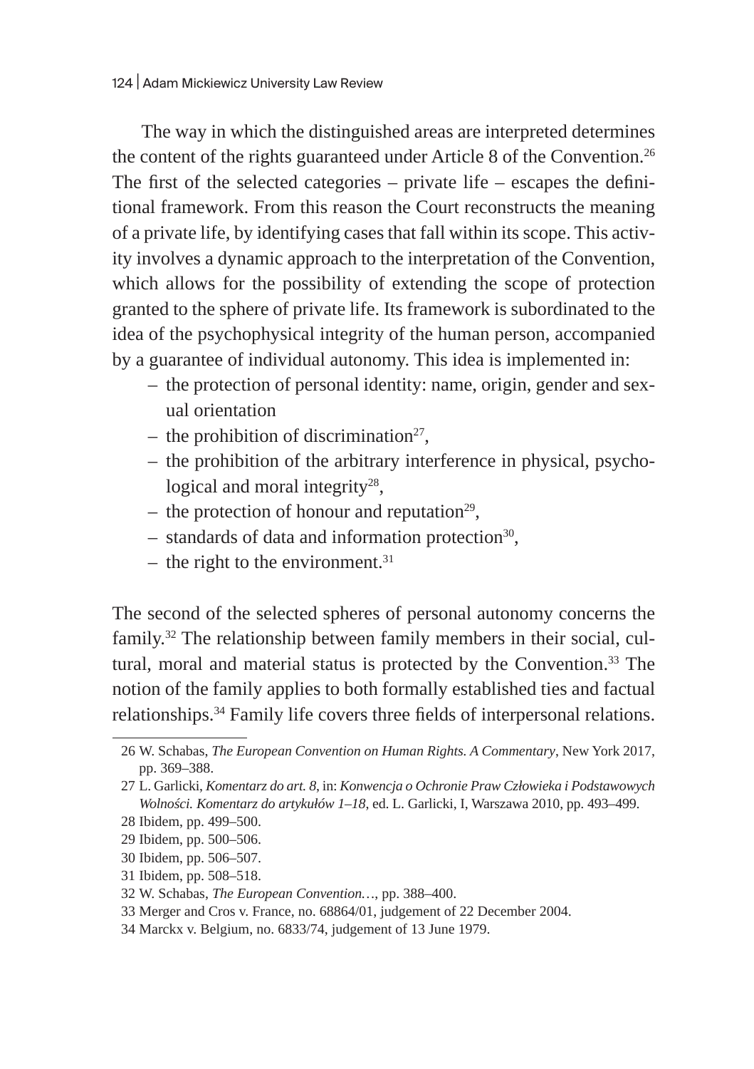The way in which the distinguished areas are interpreted determines the content of the rights guaranteed under Article 8 of the Convention.[26] The first of the selected categories – private life – escapes the definitional framework. From this reason the Court reconstructs the meaning of a private life, by identifying cases that fall within its scope. This activity involves a dynamic approach to the interpretation of the Convention, which allows for the possibility of extending the scope of protection granted to the sphere of private life. Its framework is subordinated to the idea of the psychophysical integrity of the human person, accompanied by a guarantee of individual autonomy. This idea is implemented in:

- the protection of personal identity: name, origin, gender and sexual orientation
- the prohibition of discrimination[27],
- the prohibition of the arbitrary interference in physical, psychological and moral integrity[28],
- the protection of honour and reputation[29],
- standards of data and information protection[30],
- the right to the environment.[31]

The second of the selected spheres of personal autonomy concerns the family.[32] The relationship between family members in their social, cultural, moral and material status is protected by the Convention.[33] The notion of the family applies to both formally established ties and factual relationships.[34] Family life covers three fields of interpersonal relations.

---

26 W. Schabas, *The European Convention on Human Rights. A Commentary*, New York 2017, pp. 369–388.

27 L. Garlicki, *Komentarz do art. 8*, in: *Konwencja o Ochronie Praw Człowieka i Podstawowych Wolności. Komentarz do artykułów 1–18*, ed. L. Garlicki, I, Warszawa 2010, pp. 493–499.

28 Ibidem, pp. 499–500.

29 Ibidem, pp. 500–506.

30 Ibidem, pp. 506–507.

31 Ibidem, pp. 508–518.

32 W. Schabas, *The European Convention…*, pp. 388–400.

33 Merger and Cros v. France, no. 68864/01, judgement of 22 December 2004.

34 Marckx v. Belgium, no. 6833/74, judgement of 13 June 1979.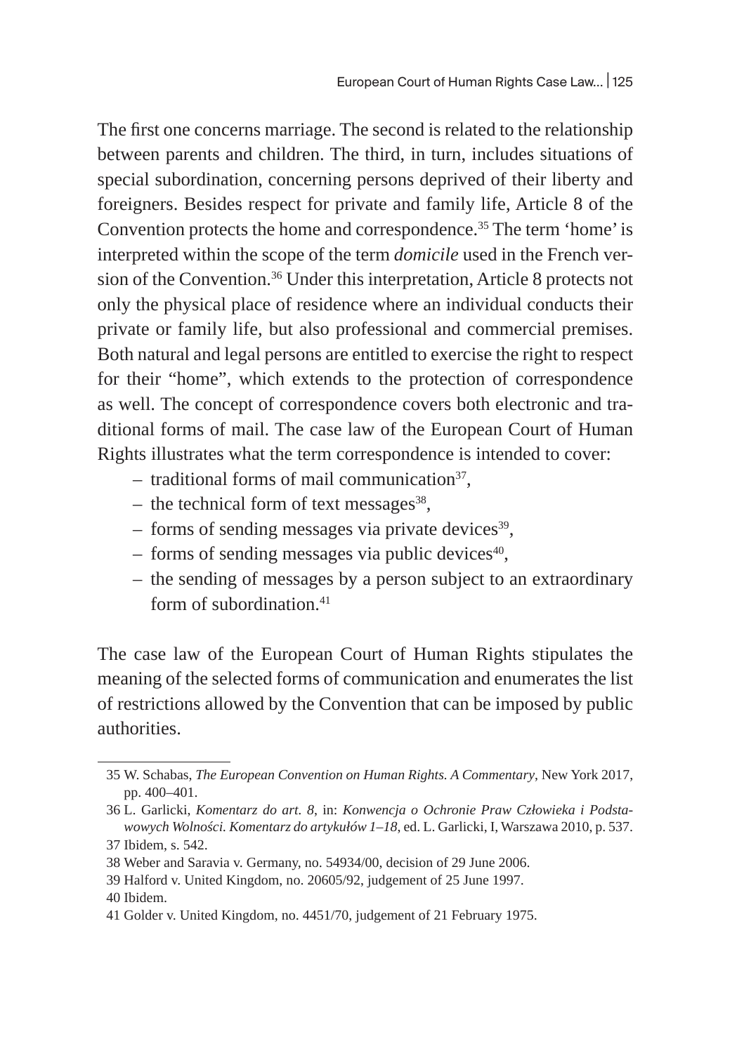The first one concerns marriage. The second is related to the relationship between parents and children. The third, in turn, includes situations of special subordination, concerning persons deprived of their liberty and foreigners. Besides respect for private and family life, Article 8 of the Convention protects the home and correspondence.[35] The term 'home' is interpreted within the scope of the term *domicile* used in the French version of the Convention.[36] Under this interpretation, Article 8 protects not only the physical place of residence where an individual conducts their private or family life, but also professional and commercial premises. Both natural and legal persons are entitled to exercise the right to respect for their "home", which extends to the protection of correspondence as well. The concept of correspondence covers both electronic and traditional forms of mail. The case law of the European Court of Human Rights illustrates what the term correspondence is intended to cover:

- traditional forms of mail communication[37],
- the technical form of text messages[38],
- forms of sending messages via private devices[39],
- forms of sending messages via public devices[40],
- the sending of messages by a person subject to an extraordinary form of subordination.[41]

The case law of the European Court of Human Rights stipulates the meaning of the selected forms of communication and enumerates the list of restrictions allowed by the Convention that can be imposed by public authorities.

---

35 W. Schabas, *The European Convention on Human Rights. A Commentary*, New York 2017, pp. 400–401.

36 L. Garlicki, *Komentarz do art. 8*, in: *Konwencja o Ochronie Praw Człowieka i Podstawowych Wolności. Komentarz do artykułów 1–18*, ed. L. Garlicki, I, Warszawa 2010, p. 537.

37 Ibidem, s. 542.

38 Weber and Saravia v. Germany, no. 54934/00, decision of 29 June 2006.

39 Halford v. United Kingdom, no. 20605/92, judgement of 25 June 1997.

40 Ibidem.

41 Golder v. United Kingdom, no. 4451/70, judgement of 21 February 1975.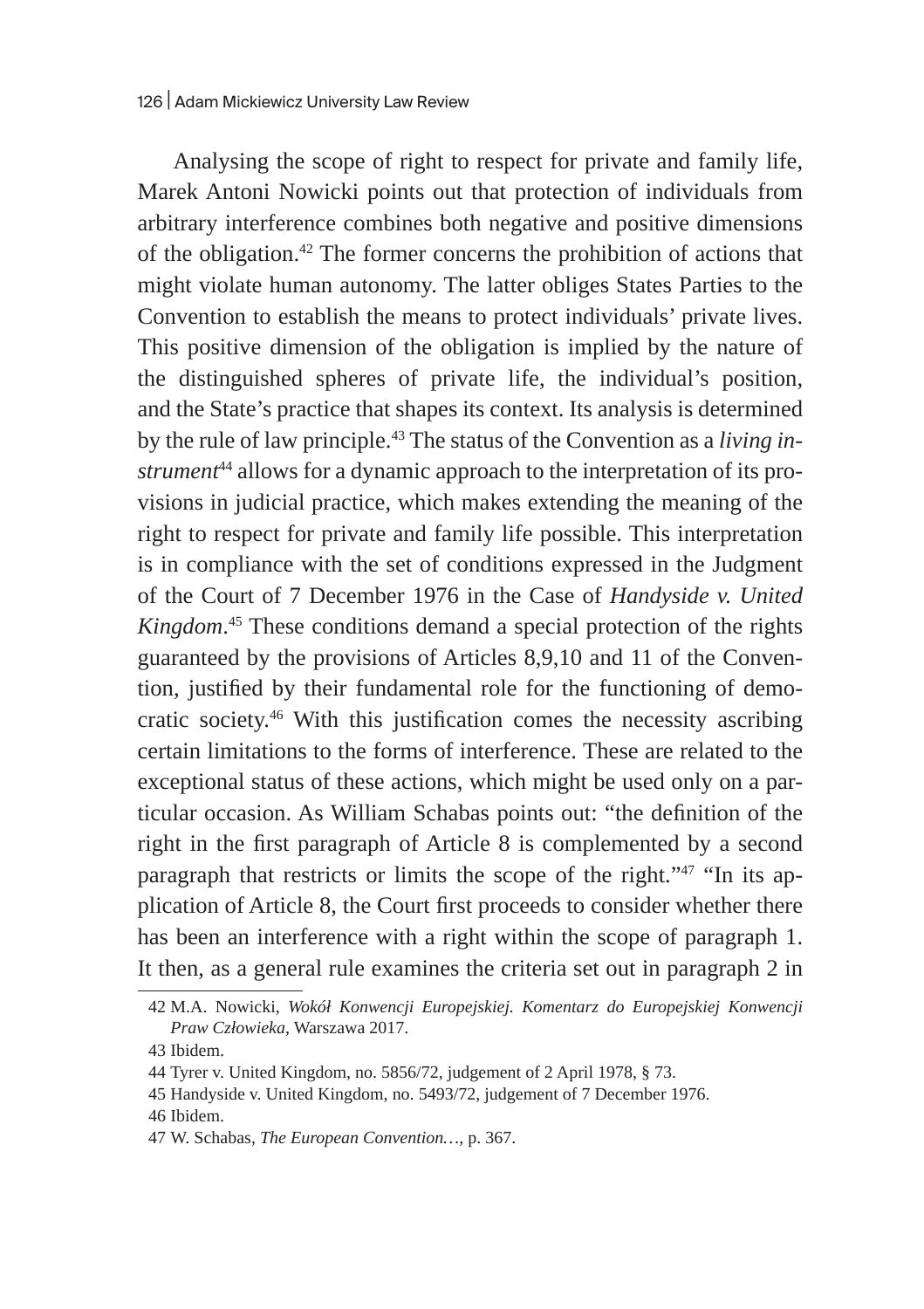Analysing the scope of right to respect for private and family life, Marek Antoni Nowicki points out that protection of individuals from arbitrary interference combines both negative and positive dimensions of the obligation.[42] The former concerns the prohibition of actions that might violate human autonomy. The latter obliges States Parties to the Convention to establish the means to protect individuals' private lives. This positive dimension of the obligation is implied by the nature of the distinguished spheres of private life, the individual's position, and the State's practice that shapes its context. Its analysis is determined by the rule of law principle.[43] The status of the Convention as a *living instrument*[44] allows for a dynamic approach to the interpretation of its provisions in judicial practice, which makes extending the meaning of the right to respect for private and family life possible. This interpretation is in compliance with the set of conditions expressed in the Judgment of the Court of 7 December 1976 in the Case of *Handyside v. United Kingdom*.[45] These conditions demand a special protection of the rights guaranteed by the provisions of Articles 8,9,10 and 11 of the Convention, justified by their fundamental role for the functioning of democratic society.[46] With this justification comes the necessity ascribing certain limitations to the forms of interference. These are related to the exceptional status of these actions, which might be used only on a particular occasion. As William Schabas points out: "the definition of the right in the first paragraph of Article 8 is complemented by a second paragraph that restricts or limits the scope of the right."[47] "In its application of Article 8, the Court first proceeds to consider whether there has been an interference with a right within the scope of paragraph 1. It then, as a general rule examines the criteria set out in paragraph 2 in

42 M.A. Nowicki, *Wokół Konwencji Europejskiej. Komentarz do Europejskiej Konwencji Praw Człowieka*, Warszawa 2017.

43 Ibidem.

44 Tyrer v. United Kingdom, no. 5856/72, judgement of 2 April 1978, § 73.

45 Handyside v. United Kingdom, no. 5493/72, judgement of 7 December 1976.

46 Ibidem.

47 W. Schabas, *The European Convention…*, p. 367.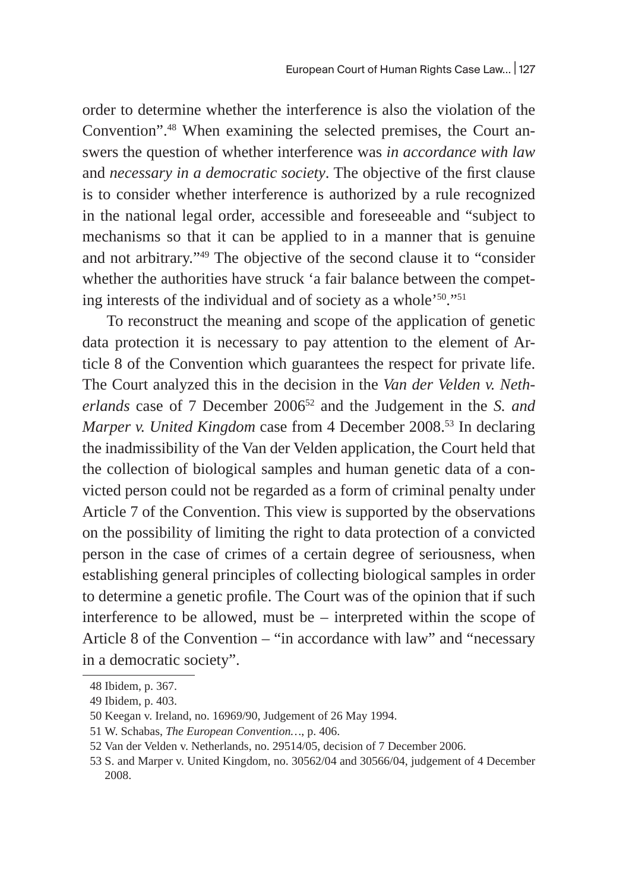order to determine whether the interference is also the violation of the Convention".[48] When examining the selected premises, the Court answers the question of whether interference was *in accordance with law* and *necessary in a democratic society*. The objective of the first clause is to consider whether interference is authorized by a rule recognized in the national legal order, accessible and foreseeable and "subject to mechanisms so that it can be applied to in a manner that is genuine and not arbitrary."[49] The objective of the second clause it to "consider whether the authorities have struck 'a fair balance between the competing interests of the individual and of society as a whole'[50]."[51]

To reconstruct the meaning and scope of the application of genetic data protection it is necessary to pay attention to the element of Article 8 of the Convention which guarantees the respect for private life. The Court analyzed this in the decision in the *Van der Velden v. Netherlands* case of 7 December 2006[52] and the Judgement in the *S. and Marper v. United Kingdom* case from 4 December 2008.[53] In declaring the inadmissibility of the Van der Velden application, the Court held that the collection of biological samples and human genetic data of a convicted person could not be regarded as a form of criminal penalty under Article 7 of the Convention. This view is supported by the observations on the possibility of limiting the right to data protection of a convicted person in the case of crimes of a certain degree of seriousness, when establishing general principles of collecting biological samples in order to determine a genetic profile. The Court was of the opinion that if such interference to be allowed, must be – interpreted within the scope of Article 8 of the Convention – "in accordance with law" and "necessary in a democratic society".

---

48 Ibidem, p. 367.

49 Ibidem, p. 403.

50 Keegan v. Ireland, no. 16969/90, Judgement of 26 May 1994.

51 W. Schabas, *The European Convention…*, p. 406.

52 Van der Velden v. Netherlands, no. 29514/05, decision of 7 December 2006.

53 S. and Marper v. United Kingdom, no. 30562/04 and 30566/04, judgement of 4 December 2008.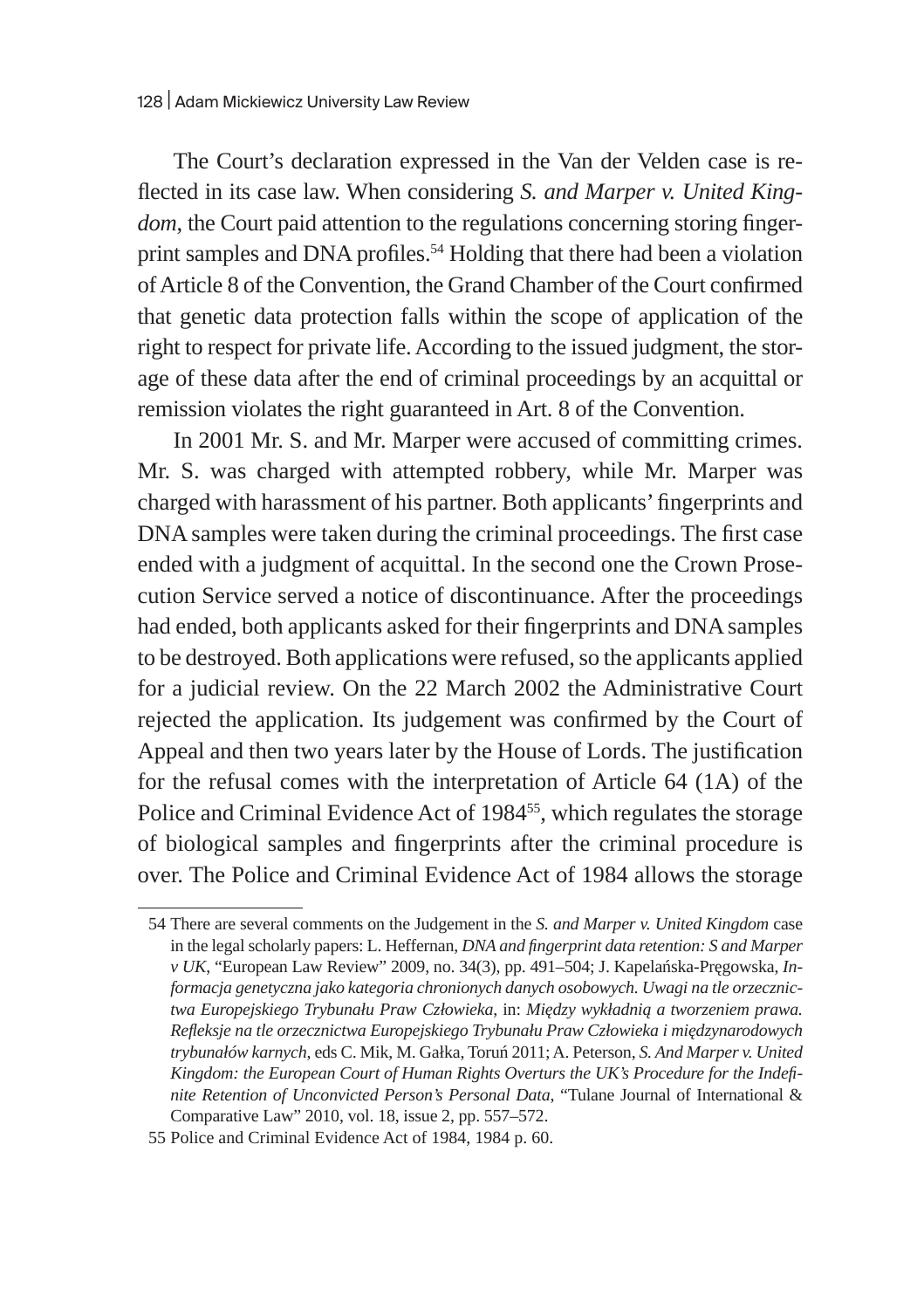The Court's declaration expressed in the Van der Velden case is reflected in its case law. When considering *S. and Marper v. United Kingdom*, the Court paid attention to the regulations concerning storing fingerprint samples and DNA profiles.[54] Holding that there had been a violation of Article 8 of the Convention, the Grand Chamber of the Court confirmed that genetic data protection falls within the scope of application of the right to respect for private life. According to the issued judgment, the storage of these data after the end of criminal proceedings by an acquittal or remission violates the right guaranteed in Art. 8 of the Convention.

In 2001 Mr. S. and Mr. Marper were accused of committing crimes. Mr. S. was charged with attempted robbery, while Mr. Marper was charged with harassment of his partner. Both applicants' fingerprints and DNA samples were taken during the criminal proceedings. The first case ended with a judgment of acquittal. In the second one the Crown Prosecution Service served a notice of discontinuance. After the proceedings had ended, both applicants asked for their fingerprints and DNA samples to be destroyed. Both applications were refused, so the applicants applied for a judicial review. On the 22 March 2002 the Administrative Court rejected the application. Its judgement was confirmed by the Court of Appeal and then two years later by the House of Lords. The justification for the refusal comes with the interpretation of Article 64 (1A) of the Police and Criminal Evidence Act of 1984[55], which regulates the storage of biological samples and fingerprints after the criminal procedure is over. The Police and Criminal Evidence Act of 1984 allows the storage

---

54 There are several comments on the Judgement in the *S. and Marper v. United Kingdom* case in the legal scholarly papers: L. Heffernan, *DNA and fingerprint data retention: S and Marper v UK*, "European Law Review" 2009, no. 34(3), pp. 491–504; J. Kapelańska-Pręgowska, *Informacja genetyczna jako kategoria chronionych danych osobowych. Uwagi na tle orzecznictwa Europejskiego Trybunału Praw Człowieka*, in: *Między wykładnią a tworzeniem prawa. Refleksje na tle orzecznictwa Europejskiego Trybunału Praw Człowieka i międzynarodowych trybunałów karnych*, eds C. Mik, M. Gałka, Toruń 2011; A. Peterson, *S. And Marper v. United Kingdom: the European Court of Human Rights Overturs the UK's Procedure for the Indefinite Retention of Unconvicted Person's Personal Data*, "Tulane Journal of International & Comparative Law" 2010, vol. 18, issue 2, pp. 557–572.

55 Police and Criminal Evidence Act of 1984, 1984 p. 60.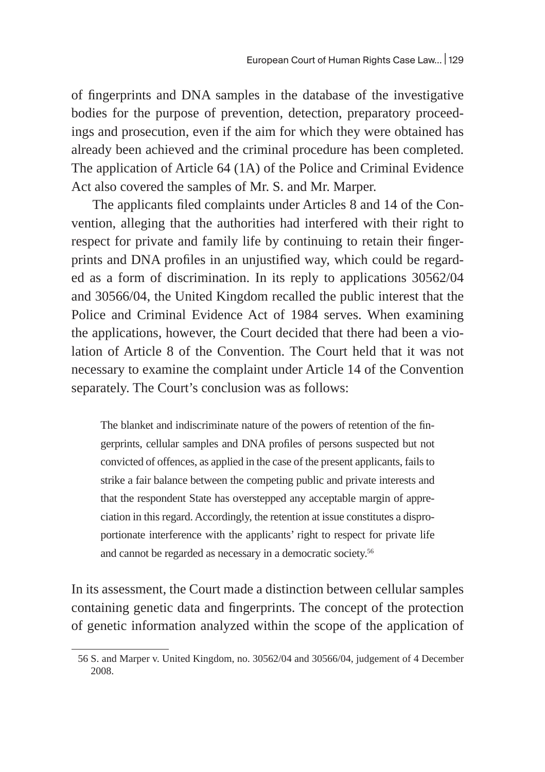of fingerprints and DNA samples in the database of the investigative bodies for the purpose of prevention, detection, preparatory proceedings and prosecution, even if the aim for which they were obtained has already been achieved and the criminal procedure has been completed. The application of Article 64 (1A) of the Police and Criminal Evidence Act also covered the samples of Mr. S. and Mr. Marper.

The applicants filed complaints under Articles 8 and 14 of the Convention, alleging that the authorities had interfered with their right to respect for private and family life by continuing to retain their fingerprints and DNA profiles in an unjustified way, which could be regarded as a form of discrimination. In its reply to applications 30562/04 and 30566/04, the United Kingdom recalled the public interest that the Police and Criminal Evidence Act of 1984 serves. When examining the applications, however, the Court decided that there had been a violation of Article 8 of the Convention. The Court held that it was not necessary to examine the complaint under Article 14 of the Convention separately. The Court's conclusion was as follows:

> The blanket and indiscriminate nature of the powers of retention of the fingerprints, cellular samples and DNA profiles of persons suspected but not convicted of offences, as applied in the case of the present applicants, fails to strike a fair balance between the competing public and private interests and that the respondent State has overstepped any acceptable margin of appreciation in this regard. Accordingly, the retention at issue constitutes a disproportionate interference with the applicants' right to respect for private life and cannot be regarded as necessary in a democratic society.[56]

In its assessment, the Court made a distinction between cellular samples containing genetic data and fingerprints. The concept of the protection of genetic information analyzed within the scope of the application of

---

56 S. and Marper v. United Kingdom, no. 30562/04 and 30566/04, judgement of 4 December 2008.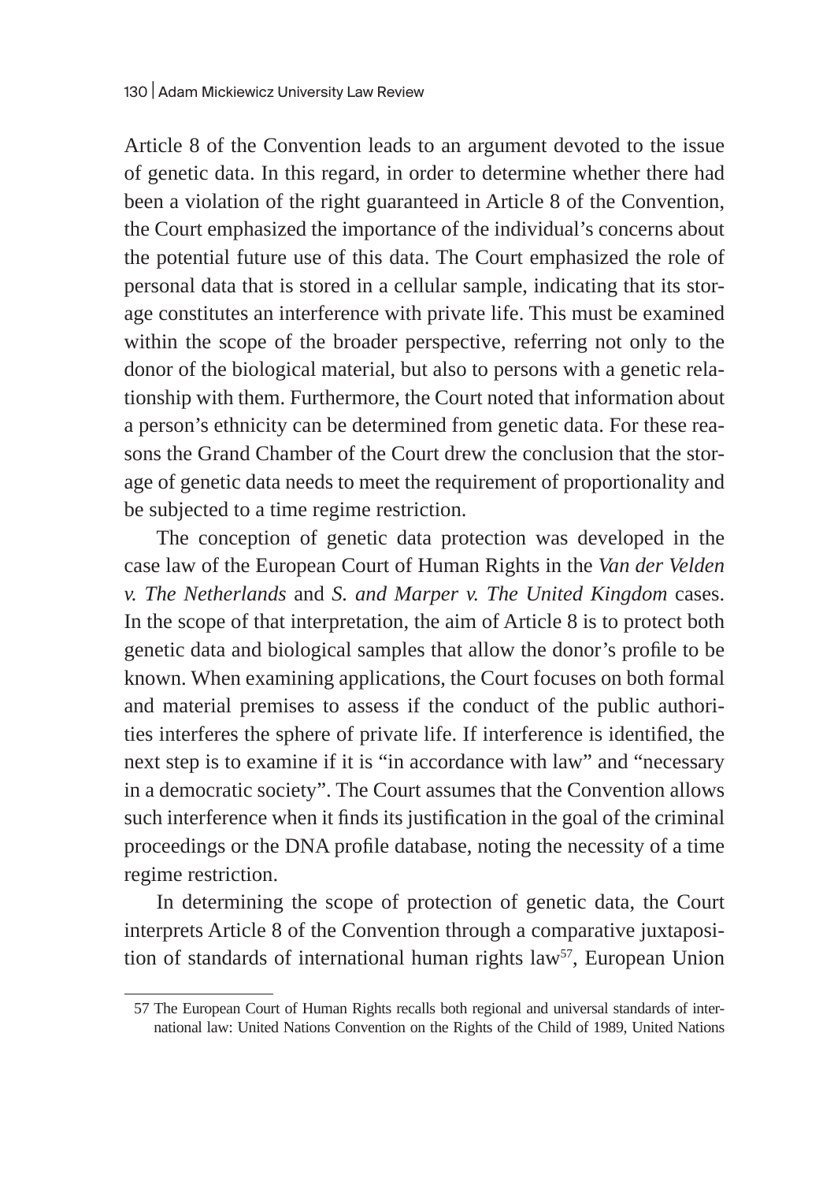Article 8 of the Convention leads to an argument devoted to the issue of genetic data. In this regard, in order to determine whether there had been a violation of the right guaranteed in Article 8 of the Convention, the Court emphasized the importance of the individual's concerns about the potential future use of this data. The Court emphasized the role of personal data that is stored in a cellular sample, indicating that its storage constitutes an interference with private life. This must be examined within the scope of the broader perspective, referring not only to the donor of the biological material, but also to persons with a genetic relationship with them. Furthermore, the Court noted that information about a person's ethnicity can be determined from genetic data. For these reasons the Grand Chamber of the Court drew the conclusion that the storage of genetic data needs to meet the requirement of proportionality and be subjected to a time regime restriction.

The conception of genetic data protection was developed in the case law of the European Court of Human Rights in the *Van der Velden v. The Netherlands* and *S. and Marper v. The United Kingdom* cases. In the scope of that interpretation, the aim of Article 8 is to protect both genetic data and biological samples that allow the donor's profile to be known. When examining applications, the Court focuses on both formal and material premises to assess if the conduct of the public authorities interferes the sphere of private life. If interference is identified, the next step is to examine if it is "in accordance with law" and "necessary in a democratic society". The Court assumes that the Convention allows such interference when it finds its justification in the goal of the criminal proceedings or the DNA profile database, noting the necessity of a time regime restriction.

In determining the scope of protection of genetic data, the Court interprets Article 8 of the Convention through a comparative juxtaposition of standards of international human rights law[57], European Union

57 The European Court of Human Rights recalls both regional and universal standards of international law: United Nations Convention on the Rights of the Child of 1989, United Nations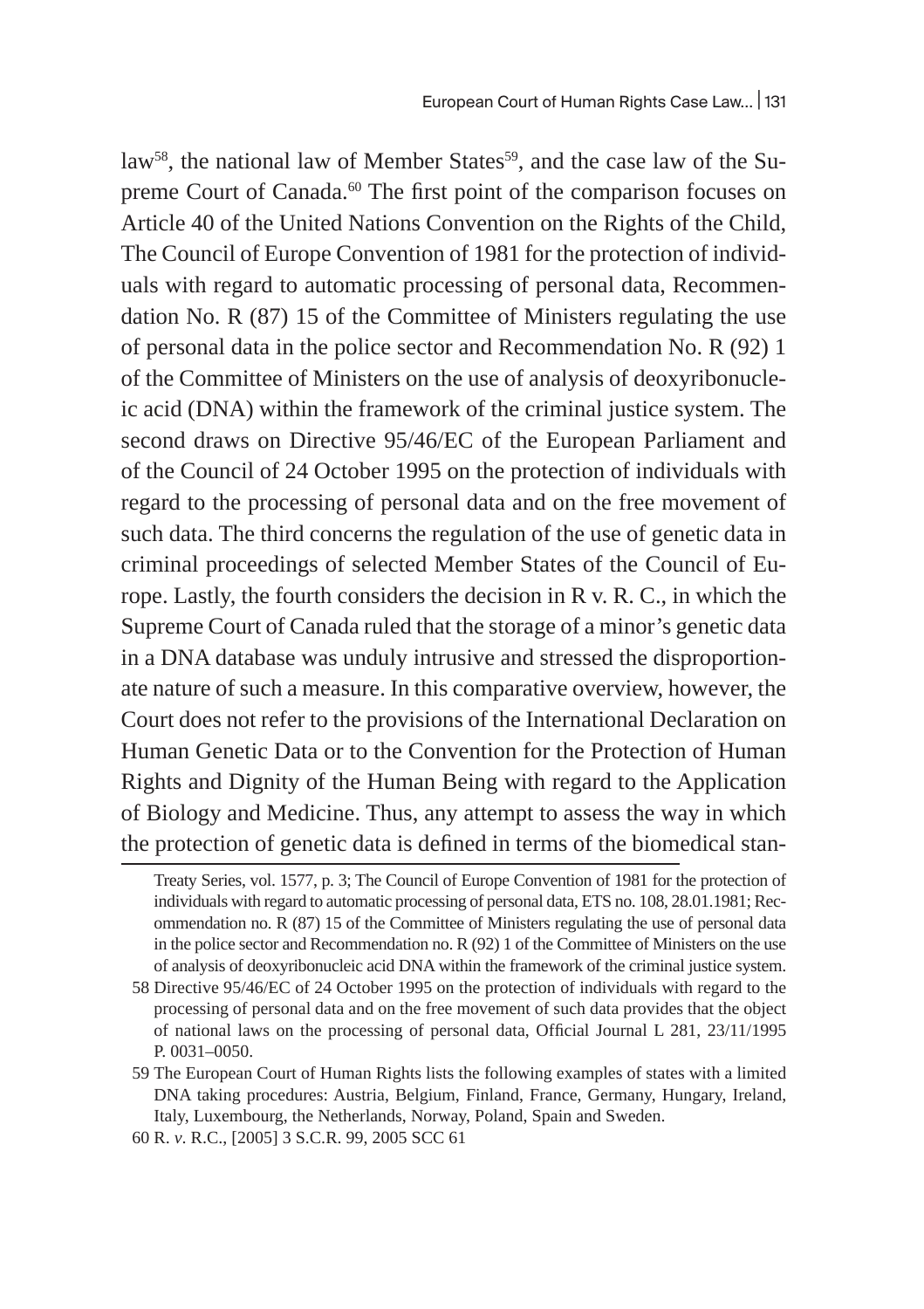law[58], the national law of Member States[59], and the case law of the Supreme Court of Canada.[60] The first point of the comparison focuses on Article 40 of the United Nations Convention on the Rights of the Child, The Council of Europe Convention of 1981 for the protection of individuals with regard to automatic processing of personal data, Recommendation No. R (87) 15 of the Committee of Ministers regulating the use of personal data in the police sector and Recommendation No. R (92) 1 of the Committee of Ministers on the use of analysis of deoxyribonucleic acid (DNA) within the framework of the criminal justice system. The second draws on Directive 95/46/EC of the European Parliament and of the Council of 24 October 1995 on the protection of individuals with regard to the processing of personal data and on the free movement of such data. The third concerns the regulation of the use of genetic data in criminal proceedings of selected Member States of the Council of Europe. Lastly, the fourth considers the decision in R v. R. C., in which the Supreme Court of Canada ruled that the storage of a minor's genetic data in a DNA database was unduly intrusive and stressed the disproportionate nature of such a measure. In this comparative overview, however, the Court does not refer to the provisions of the International Declaration on Human Genetic Data or to the Convention for the Protection of Human Rights and Dignity of the Human Being with regard to the Application of Biology and Medicine. Thus, any attempt to assess the way in which the protection of genetic data is defined in terms of the biomedical stan-

---

Treaty Series, vol. 1577, p. 3; The Council of Europe Convention of 1981 for the protection of individuals with regard to automatic processing of personal data, ETS no. 108, 28.01.1981; Recommendation no. R (87) 15 of the Committee of Ministers regulating the use of personal data in the police sector and Recommendation no. R (92) 1 of the Committee of Ministers on the use of analysis of deoxyribonucleic acid DNA within the framework of the criminal justice system.

58 Directive 95/46/EC of 24 October 1995 on the protection of individuals with regard to the processing of personal data and on the free movement of such data provides that the object of national laws on the processing of personal data, Official Journal L 281, 23/11/1995 P. 0031–0050.

59 The European Court of Human Rights lists the following examples of states with a limited DNA taking procedures: Austria, Belgium, Finland, France, Germany, Hungary, Ireland, Italy, Luxembourg, the Netherlands, Norway, Poland, Spain and Sweden.

60 R. *v*. R.C., [2005] 3 S.C.R. 99, 2005 SCC 61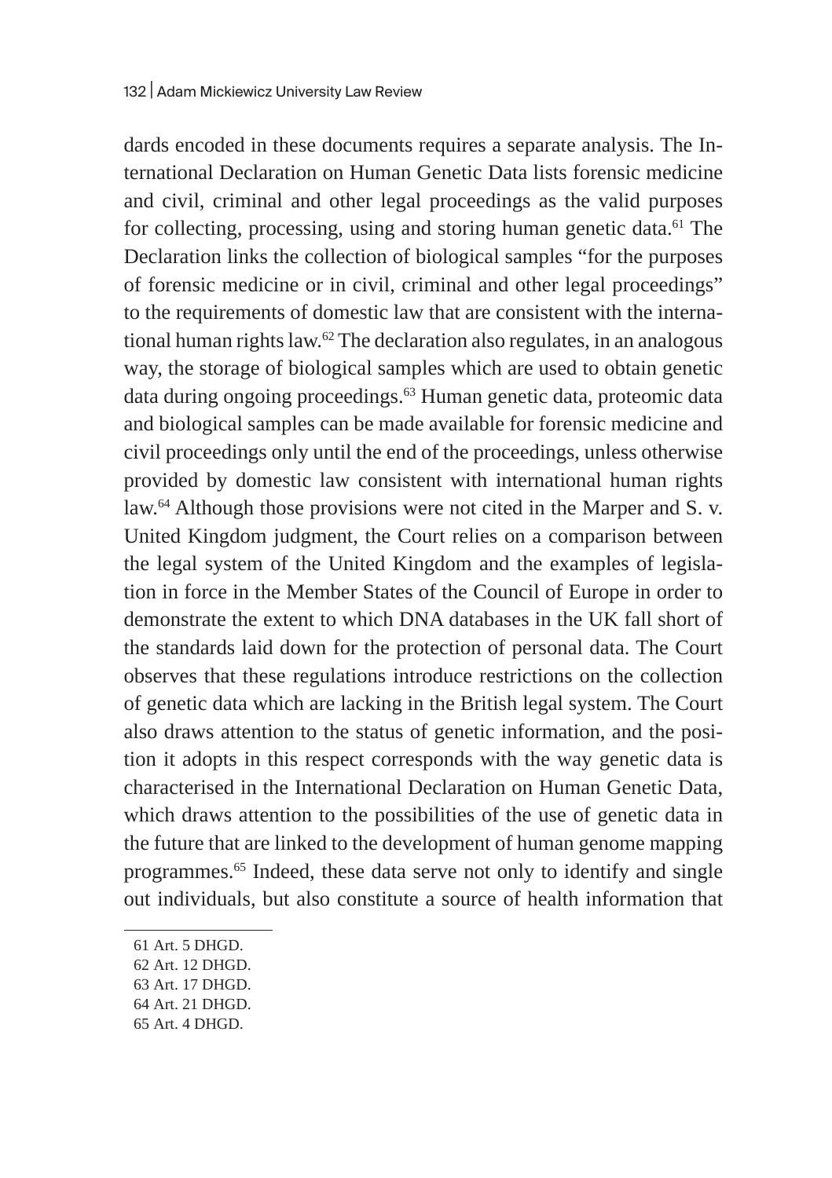dards encoded in these documents requires a separate analysis. The International Declaration on Human Genetic Data lists forensic medicine and civil, criminal and other legal proceedings as the valid purposes for collecting, processing, using and storing human genetic data.[61] The Declaration links the collection of biological samples "for the purposes of forensic medicine or in civil, criminal and other legal proceedings" to the requirements of domestic law that are consistent with the international human rights law.[62] The declaration also regulates, in an analogous way, the storage of biological samples which are used to obtain genetic data during ongoing proceedings.[63] Human genetic data, proteomic data and biological samples can be made available for forensic medicine and civil proceedings only until the end of the proceedings, unless otherwise provided by domestic law consistent with international human rights law.[64] Although those provisions were not cited in the Marper and S. v. United Kingdom judgment, the Court relies on a comparison between the legal system of the United Kingdom and the examples of legislation in force in the Member States of the Council of Europe in order to demonstrate the extent to which DNA databases in the UK fall short of the standards laid down for the protection of personal data. The Court observes that these regulations introduce restrictions on the collection of genetic data which are lacking in the British legal system. The Court also draws attention to the status of genetic information, and the position it adopts in this respect corresponds with the way genetic data is characterised in the International Declaration on Human Genetic Data, which draws attention to the possibilities of the use of genetic data in the future that are linked to the development of human genome mapping programmes.[65] Indeed, these data serve not only to identify and single out individuals, but also constitute a source of health information that

61 Art. 5 DHGD.

62 Art. 12 DHGD.

63 Art. 17 DHGD.

64 Art. 21 DHGD.

65 Art. 4 DHGD.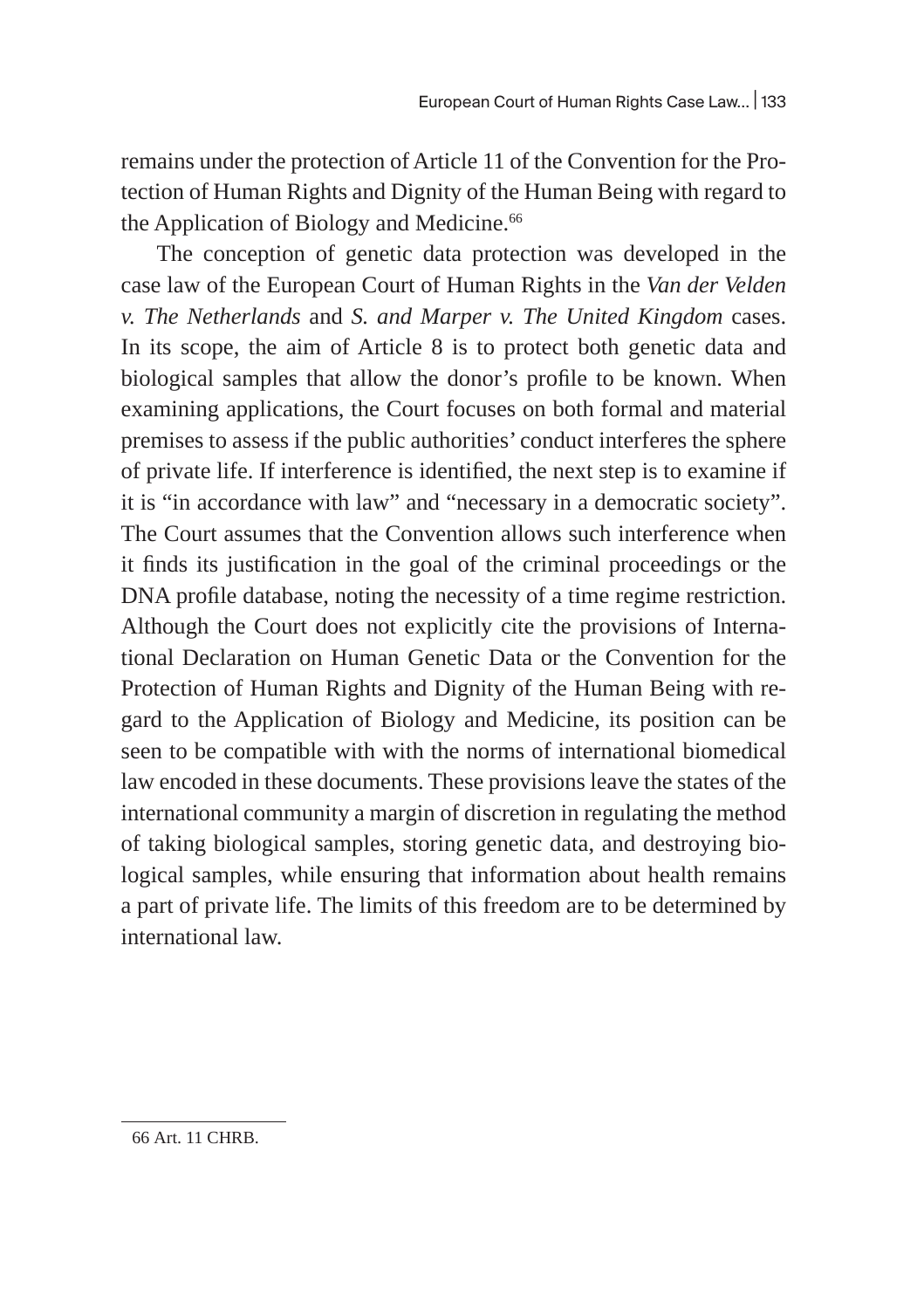remains under the protection of Article 11 of the Convention for the Protection of Human Rights and Dignity of the Human Being with regard to the Application of Biology and Medicine.[66]

The conception of genetic data protection was developed in the case law of the European Court of Human Rights in the *Van der Velden v. The Netherlands* and *S. and Marper v. The United Kingdom* cases. In its scope, the aim of Article 8 is to protect both genetic data and biological samples that allow the donor's profile to be known. When examining applications, the Court focuses on both formal and material premises to assess if the public authorities' conduct interferes the sphere of private life. If interference is identified, the next step is to examine if it is "in accordance with law" and "necessary in a democratic society". The Court assumes that the Convention allows such interference when it finds its justification in the goal of the criminal proceedings or the DNA profile database, noting the necessity of a time regime restriction. Although the Court does not explicitly cite the provisions of International Declaration on Human Genetic Data or the Convention for the Protection of Human Rights and Dignity of the Human Being with regard to the Application of Biology and Medicine, its position can be seen to be compatible with with the norms of international biomedical law encoded in these documents. These provisions leave the states of the international community a margin of discretion in regulating the method of taking biological samples, storing genetic data, and destroying biological samples, while ensuring that information about health remains a part of private life. The limits of this freedom are to be determined by international law.

---

66 Art. 11 CHRB.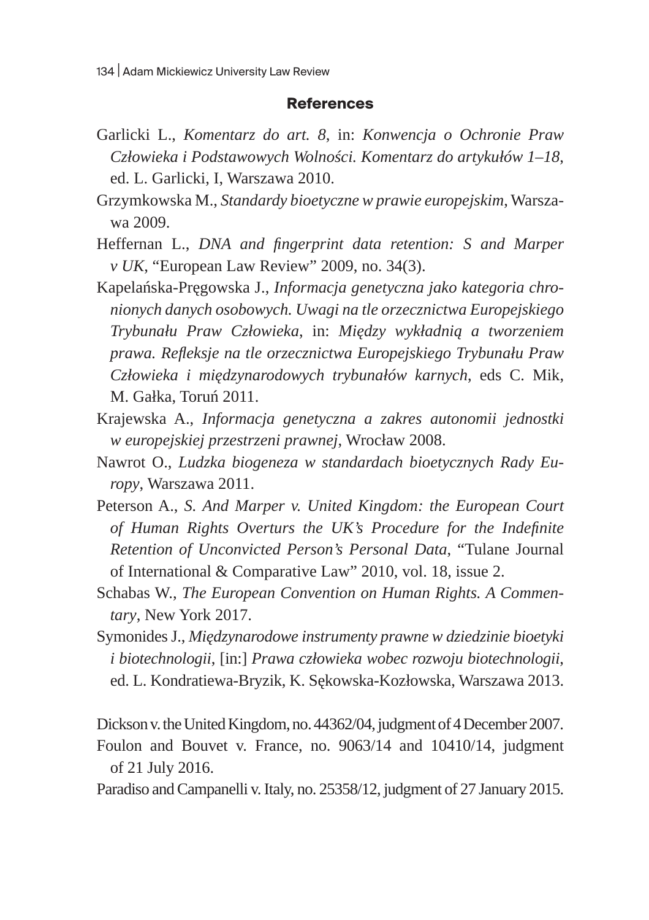## References

Garlicki L., *Komentarz do art. 8*, in: *Konwencja o Ochronie Praw Człowieka i Podstawowych Wolności. Komentarz do artykułów 1–18*, ed. L. Garlicki, I, Warszawa 2010.

Grzymkowska M., *Standardy bioetyczne w prawie europejskim*, Warszawa 2009.

Heffernan L., *DNA and fingerprint data retention: S and Marper v UK*, "European Law Review" 2009, no. 34(3).

Kapelańska-Pręgowska J., *Informacja genetyczna jako kategoria chronionych danych osobowych. Uwagi na tle orzecznictwa Europejskiego Trybunału Praw Człowieka*, in: *Między wykładnią a tworzeniem prawa. Refleksje na tle orzecznictwa Europejskiego Trybunału Praw Człowieka i międzynarodowych trybunałów karnych*, eds C. Mik, M. Gałka, Toruń 2011.

Krajewska A., *Informacja genetyczna a zakres autonomii jednostki w europejskiej przestrzeni prawnej*, Wrocław 2008.

Nawrot O., *Ludzka biogeneza w standardach bioetycznych Rady Europy*, Warszawa 2011.

Peterson A., *S. And Marper v. United Kingdom: the European Court of Human Rights Overturs the UK's Procedure for the Indefinite Retention of Unconvicted Person's Personal Data*, "Tulane Journal of International & Comparative Law" 2010, vol. 18, issue 2.

Schabas W., *The European Convention on Human Rights. A Commentary*, New York 2017.

Symonides J., *Międzynarodowe instrumenty prawne w dziedzinie bioetyki i biotechnologii*, [in:] *Prawa człowieka wobec rozwoju biotechnologii*, ed. L. Kondratiewa-Bryzik, K. Sękowska-Kozłowska, Warszawa 2013.

Dickson v. the United Kingdom, no. 44362/04, judgment of 4 December 2007.

Foulon and Bouvet v. France, no. 9063/14 and 10410/14, judgment of 21 July 2016.

Paradiso and Campanelli v. Italy, no. 25358/12, judgment of 27 January 2015.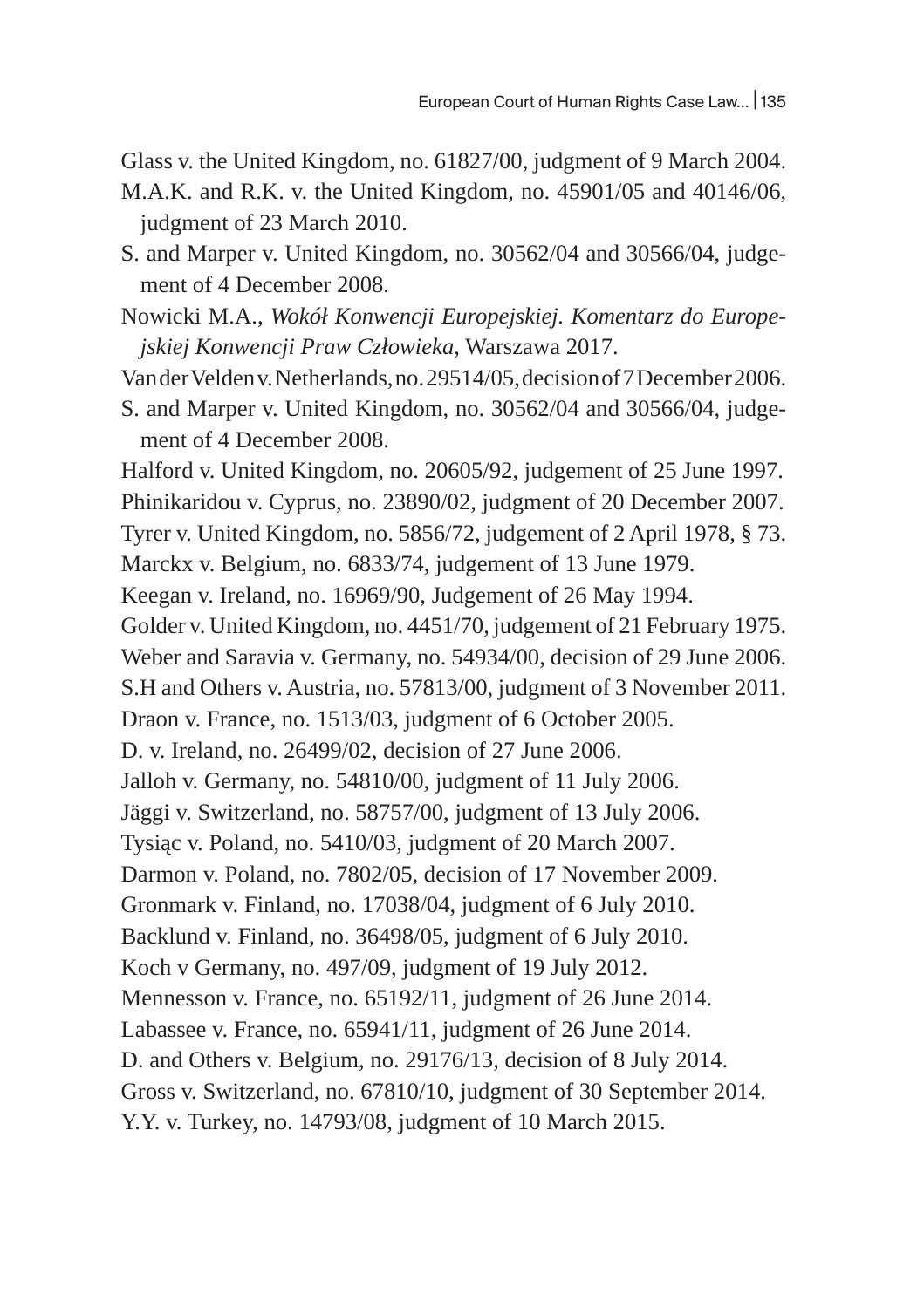Glass v. the United Kingdom, no. 61827/00, judgment of 9 March 2004.

M.A.K. and R.K. v. the United Kingdom, no. 45901/05 and 40146/06, judgment of 23 March 2010.

S. and Marper v. United Kingdom, no. 30562/04 and 30566/04, judgement of 4 December 2008.

Nowicki M.A., *Wokół Konwencji Europejskiej. Komentarz do Europejskiej Konwencji Praw Człowieka*, Warszawa 2017.

Van der Velden v. Netherlands, no. 29514/05, decision of 7 December 2006.

S. and Marper v. United Kingdom, no. 30562/04 and 30566/04, judgement of 4 December 2008.

Halford v. United Kingdom, no. 20605/92, judgement of 25 June 1997.

Phinikaridou v. Cyprus, no. 23890/02, judgment of 20 December 2007.

Tyrer v. United Kingdom, no. 5856/72, judgement of 2 April 1978, § 73.

Marckx v. Belgium, no. 6833/74, judgement of 13 June 1979.

Keegan v. Ireland, no. 16969/90, Judgement of 26 May 1994.

Golder v. United Kingdom, no. 4451/70, judgement of 21 February 1975.

Weber and Saravia v. Germany, no. 54934/00, decision of 29 June 2006.

S.H and Others v. Austria, no. 57813/00, judgment of 3 November 2011.

Draon v. France, no. 1513/03, judgment of 6 October 2005.

D. v. Ireland, no. 26499/02, decision of 27 June 2006.

Jalloh v. Germany, no. 54810/00, judgment of 11 July 2006.

Jäggi v. Switzerland, no. 58757/00, judgment of 13 July 2006.

Tysiąc v. Poland, no. 5410/03, judgment of 20 March 2007.

Darmon v. Poland, no. 7802/05, decision of 17 November 2009.

Gronmark v. Finland, no. 17038/04, judgment of 6 July 2010.

Backlund v. Finland, no. 36498/05, judgment of 6 July 2010.

Koch v Germany, no. 497/09, judgment of 19 July 2012.

Mennesson v. France, no. 65192/11, judgment of 26 June 2014.

Labassee v. France, no. 65941/11, judgment of 26 June 2014.

D. and Others v. Belgium, no. 29176/13, decision of 8 July 2014.

Gross v. Switzerland, no. 67810/10, judgment of 30 September 2014.

Y.Y. v. Turkey, no. 14793/08, judgment of 10 March 2015.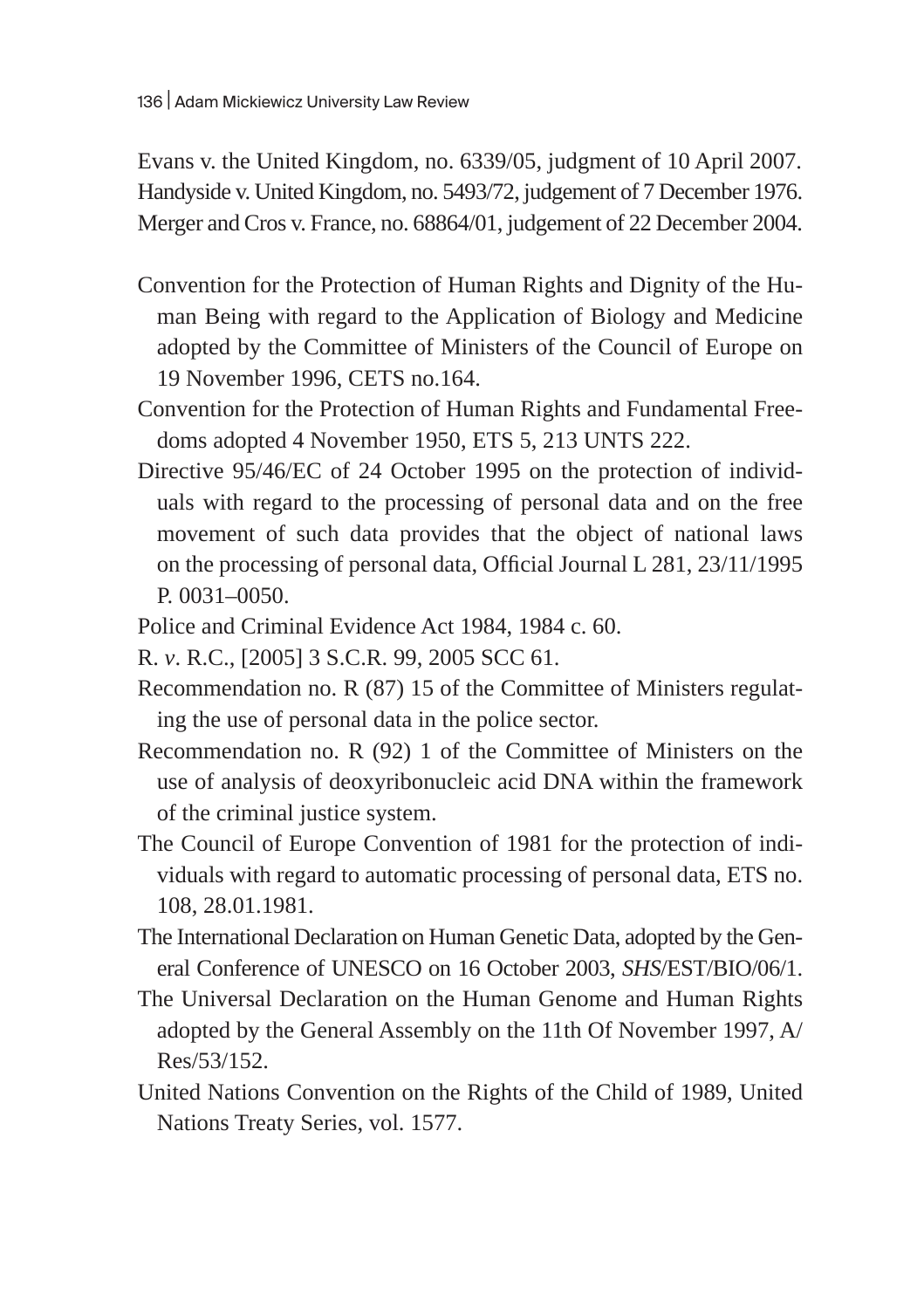Evans v. the United Kingdom, no. 6339/05, judgment of 10 April 2007.

Handyside v. United Kingdom, no. 5493/72, judgement of 7 December 1976.

Merger and Cros v. France, no. 68864/01, judgement of 22 December 2004.

Convention for the Protection of Human Rights and Dignity of the Human Being with regard to the Application of Biology and Medicine adopted by the Committee of Ministers of the Council of Europe on 19 November 1996, CETS no.164.

Convention for the Protection of Human Rights and Fundamental Freedoms adopted 4 November 1950, ETS 5, 213 UNTS 222.

Directive 95/46/EC of 24 October 1995 on the protection of individuals with regard to the processing of personal data and on the free movement of such data provides that the object of national laws on the processing of personal data, Official Journal L 281, 23/11/1995 P. 0031–0050.

Police and Criminal Evidence Act 1984, 1984 c. 60.

R. *v*. R.C., [2005] 3 S.C.R. 99, 2005 SCC 61.

Recommendation no. R (87) 15 of the Committee of Ministers regulating the use of personal data in the police sector.

Recommendation no. R (92) 1 of the Committee of Ministers on the use of analysis of deoxyribonucleic acid DNA within the framework of the criminal justice system.

The Council of Europe Convention of 1981 for the protection of individuals with regard to automatic processing of personal data, ETS no. 108, 28.01.1981.

The International Declaration on Human Genetic Data, adopted by the General Conference of UNESCO on 16 October 2003, *SHS*/EST/BIO/06/1.

The Universal Declaration on the Human Genome and Human Rights adopted by the General Assembly on the 11th Of November 1997, A/Res/53/152.

United Nations Convention on the Rights of the Child of 1989, United Nations Treaty Series, vol. 1577.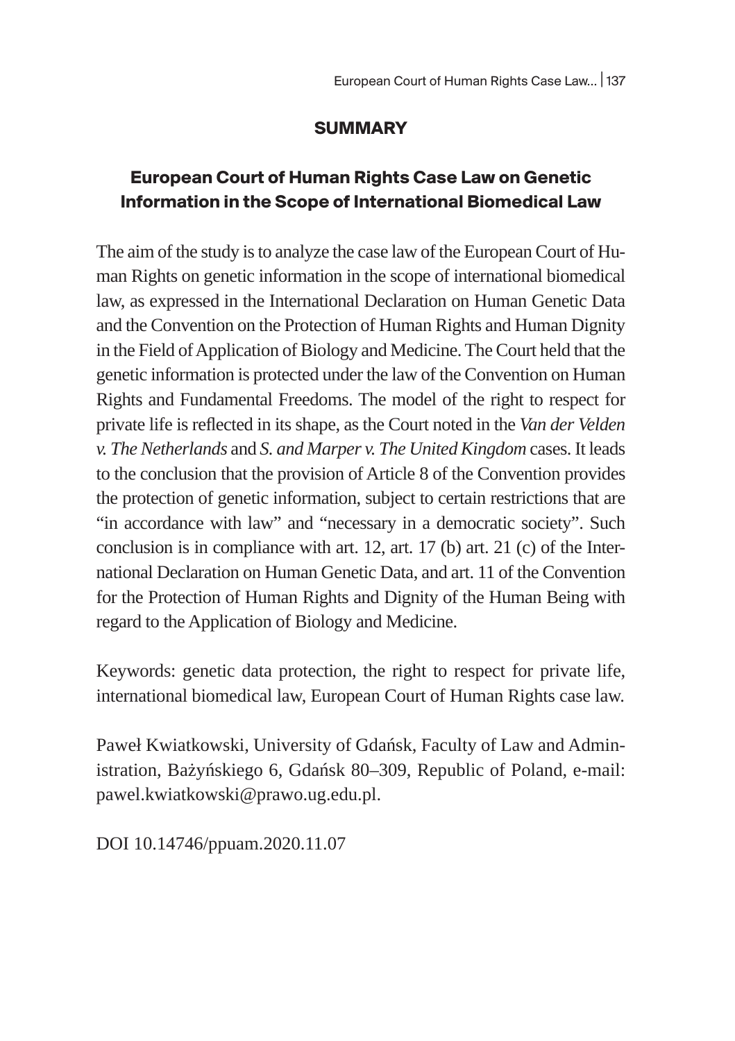## SUMMARY

### European Court of Human Rights Case Law on Genetic Information in the Scope of International Biomedical Law

The aim of the study is to analyze the case law of the European Court of Human Rights on genetic information in the scope of international biomedical law, as expressed in the International Declaration on Human Genetic Data and the Convention on the Protection of Human Rights and Human Dignity in the Field of Application of Biology and Medicine. The Court held that the genetic information is protected under the law of the Convention on Human Rights and Fundamental Freedoms. The model of the right to respect for private life is reflected in its shape, as the Court noted in the *Van der Velden v. The Netherlands* and *S. and Marper v. The United Kingdom* cases. It leads to the conclusion that the provision of Article 8 of the Convention provides the protection of genetic information, subject to certain restrictions that are "in accordance with law" and "necessary in a democratic society". Such conclusion is in compliance with art. 12, art. 17 (b) art. 21 (c) of the International Declaration on Human Genetic Data, and art. 11 of the Convention for the Protection of Human Rights and Dignity of the Human Being with regard to the Application of Biology and Medicine.

Keywords: genetic data protection, the right to respect for private life, international biomedical law, European Court of Human Rights case law.

Paweł Kwiatkowski, University of Gdańsk, Faculty of Law and Administration, Bażyńskiego 6, Gdańsk 80–309, Republic of Poland, e-mail: pawel.kwiatkowski@prawo.ug.edu.pl.

DOI 10.14746/ppuam.2020.11.07